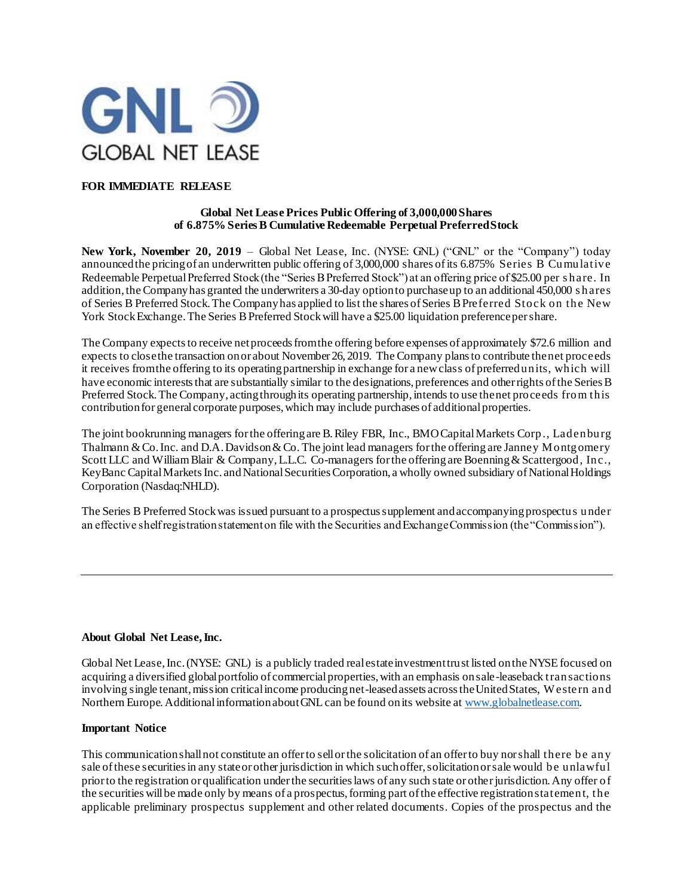GNL GLOBAL NET LEASE

**FOR IMMEDIATE RELEASE**

**Global Net Lease Prices Public Offering of 3,000,000 Shares of 6.875% Series B Cumulative Redeemable Perpetual Preferred Stock**

**New York, November 20, 2019** – Global Net Lease, Inc. (NYSE: GNL) ("GNL" or the "Company") today announced the pricing of an underwritten public offering of 3,000,000 shares of its 6.875% Series B Cumulative Redeemable Perpetual Preferred Stock (the "Series B Preferred Stock") at an offering price of $25.00 per share. In addition, the Company has granted the underwriters a 30-day option to purchase up to an additional 450,000 shares of Series B Preferred Stock. The Company has applied to list the shares of Series B Preferred Stock on the New York Stock Exchange. The Series B Preferred Stock will have a $25.00 liquidation preference per share.

The Company expects to receive net proceeds from the offering before expenses of approximately $72.6 million and expects to close the transaction on or about November 26, 2019. The Company plans to contribute the net proceeds it receives from the offering to its operating partnership in exchange for a new class of preferred units, which will have economic interests that are substantially similar to the designations, preferences and other rights of the Series B Preferred Stock. The Company, acting through its operating partnership, intends to use the net proceeds from this contribution for general corporate purposes, which may include purchases of additional properties.

The joint bookrunning managers for the offering are B. Riley FBR, Inc., BMO Capital Markets Corp., Ladenburg Thalmann & Co. Inc. and D.A. Davidson & Co. The joint lead managers for the offering are Janney Montgomery Scott LLC and William Blair & Company, L.L.C. Co-managers for the offering are Boenning & Scattergood, Inc., KeyBanc Capital Markets Inc. and National Securities Corporation, a wholly owned subsidiary of National Holdings Corporation (Nasdaq:NHLD).

The Series B Preferred Stock was issued pursuant to a prospectus supplement and accompanying prospectus under an effective shelf registration statement on file with the Securities and Exchange Commission (the "Commission").

---

**About Global Net Lease, Inc.**

Global Net Lease, Inc. (NYSE: GNL) is a publicly traded real estate investment trust listed on the NYSE focused on acquiring a diversified global portfolio of commercial properties, with an emphasis on sale-leaseback transactions involving single tenant, mission critical income producing net-leased assets across the United States, Western and Northern Europe. Additional information about GNL can be found on its website at www.globalnetlease.com.

**Important Notice**

This communication shall not constitute an offer to sell or the solicitation of an offer to buy nor shall there be any sale of these securities in any state or other jurisdiction in which such offer, solicitation or sale would be unlawful prior to the registration or qualification under the securities laws of any such state or other jurisdiction. Any offer of the securities will be made only by means of a prospectus, forming part of the effective registration statement, the applicable preliminary prospectus supplement and other related documents. Copies of the prospectus and the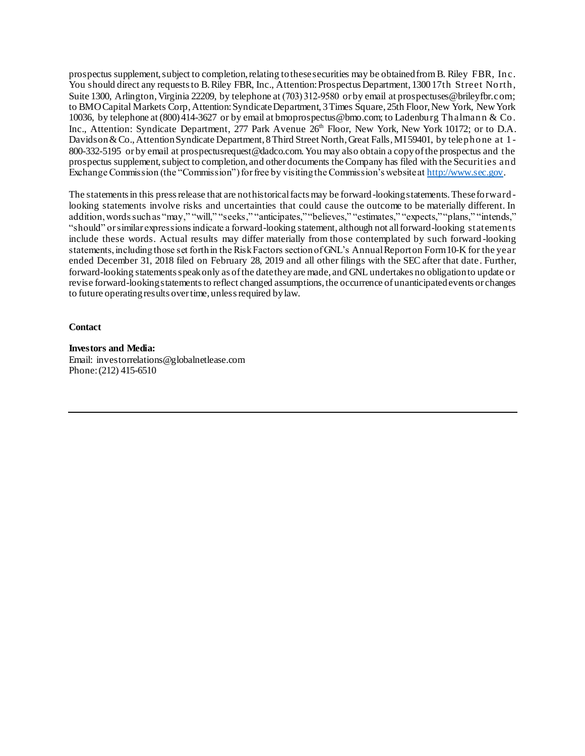prospectus supplement, subject to completion, relating to these securities may be obtained from B. Riley FBR, Inc. You should direct any requests to B. Riley FBR, Inc., Attention: Prospectus Department, 1300 17th Street North, Suite 1300, Arlington, Virginia 22209, by telephone at (703) 312-9580 or by email at prospectuses@brileyfbr.com; to BMO Capital Markets Corp, Attention: Syndicate Department, 3 Times Square, 25th Floor, New York, New York 10036, by telephone at (800) 414-3627 or by email at bmoprospectus@bmo.com; to Ladenburg Thalmann & Co. Inc., Attention: Syndicate Department, 277 Park Avenue 26th Floor, New York, New York 10172; or to D.A. Davidson & Co., Attention Syndicate Department, 8 Third Street North, Great Falls, MI 59401, by telephone at 1-800-332-5195 or by email at prospectusrequest@dadco.com. You may also obtain a copy of the prospectus and the prospectus supplement, subject to completion, and other documents the Company has filed with the Securities and Exchange Commission (the "Commission") for free by visiting the Commission's website at http://www.sec.gov.

The statements in this press release that are not historical facts may be forward-looking statements. These forward-looking statements involve risks and uncertainties that could cause the outcome to be materially different. In addition, words such as "may," "will," "seeks," "anticipates," "believes," "estimates," "expects," "plans," "intends," "should" or similar expressions indicate a forward-looking statement, although not all forward-looking statements include these words. Actual results may differ materially from those contemplated by such forward-looking statements, including those set forth in the Risk Factors section of GNL's Annual Report on Form 10-K for the year ended December 31, 2018 filed on February 28, 2019 and all other filings with the SEC after that date. Further, forward-looking statements speak only as of the date they are made, and GNL undertakes no obligation to update or revise forward-looking statements to reflect changed assumptions, the occurrence of unanticipated events or changes to future operating results over time, unless required by law.

**Contact**

**Investors and Media:**
Email: investorrelations@globalnetlease.com
Phone: (212) 415-6510